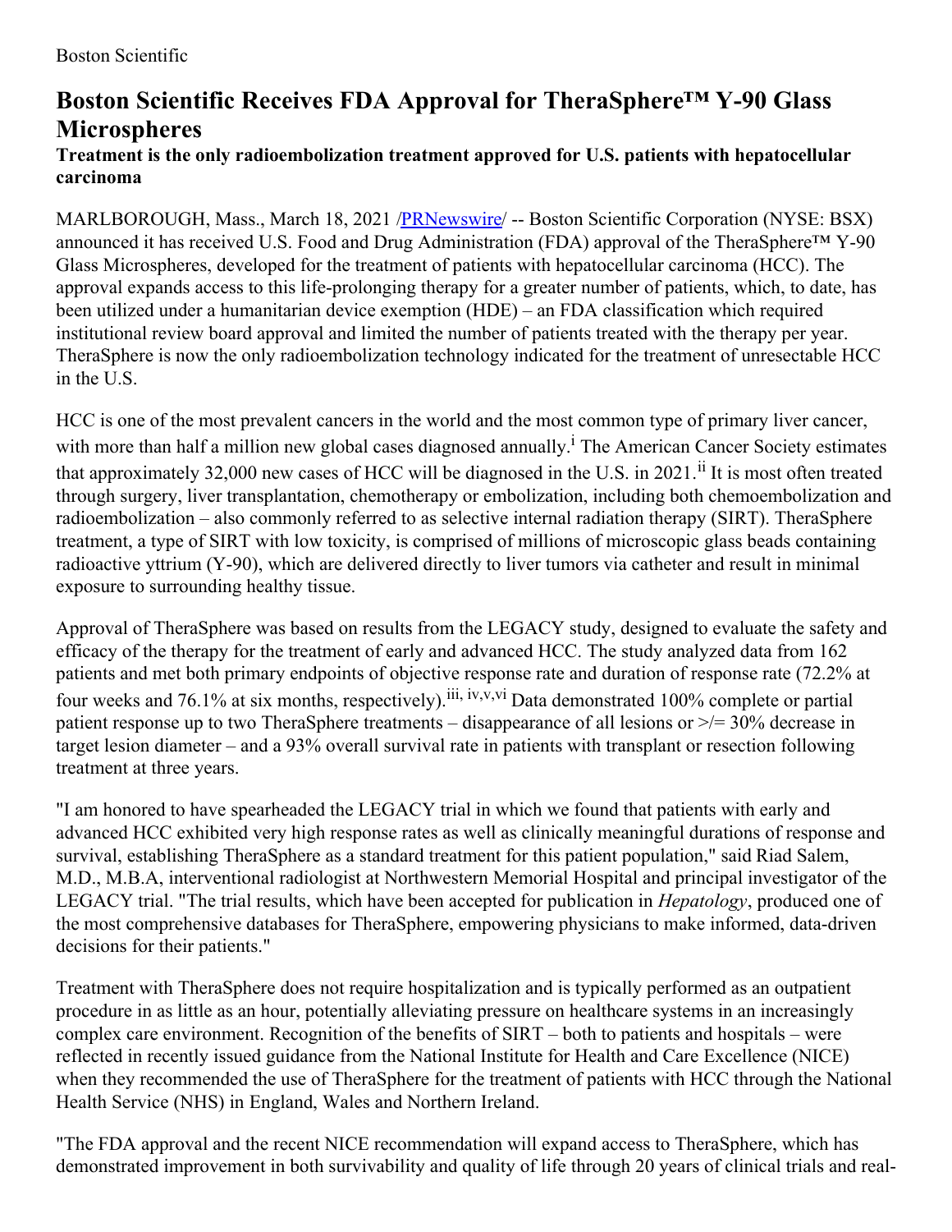Boston Scientific

# Boston Scientific Receives FDA Approval for TheraSphere™ Y-90 Glass Microspheres

### Treatment is the only radioembolization treatment approved for U.S. patients with hepatocellular carcinoma

MARLBOROUGH, Mass., March 18, 2021 /PRNewswire/ -- Boston Scientific Corporation (NYSE: BSX) announced it has received U.S. Food and Drug Administration (FDA) approval of the TheraSphere™ Y-90 Glass Microspheres, developed for the treatment of patients with hepatocellular carcinoma (HCC). The approval expands access to this life-prolonging therapy for a greater number of patients, which, to date, has been utilized under a humanitarian device exemption (HDE) – an FDA classification which required institutional review board approval and limited the number of patients treated with the therapy per year. TheraSphere is now the only radioembolization technology indicated for the treatment of unresectable HCC in the U.S.

HCC is one of the most prevalent cancers in the world and the most common type of primary liver cancer, with more than half a million new global cases diagnosed annually.[i] The American Cancer Society estimates that approximately 32,000 new cases of HCC will be diagnosed in the U.S. in 2021.[ii] It is most often treated through surgery, liver transplantation, chemotherapy or embolization, including both chemoembolization and radioembolization – also commonly referred to as selective internal radiation therapy (SIRT). TheraSphere treatment, a type of SIRT with low toxicity, is comprised of millions of microscopic glass beads containing radioactive yttrium (Y-90), which are delivered directly to liver tumors via catheter and result in minimal exposure to surrounding healthy tissue.

Approval of TheraSphere was based on results from the LEGACY study, designed to evaluate the safety and efficacy of the therapy for the treatment of early and advanced HCC. The study analyzed data from 162 patients and met both primary endpoints of objective response rate and duration of response rate (72.2% at four weeks and 76.1% at six months, respectively).[iii, iv,v,vi] Data demonstrated 100% complete or partial patient response up to two TheraSphere treatments – disappearance of all lesions or >/= 30% decrease in target lesion diameter – and a 93% overall survival rate in patients with transplant or resection following treatment at three years.

"I am honored to have spearheaded the LEGACY trial in which we found that patients with early and advanced HCC exhibited very high response rates as well as clinically meaningful durations of response and survival, establishing TheraSphere as a standard treatment for this patient population," said Riad Salem, M.D., M.B.A, interventional radiologist at Northwestern Memorial Hospital and principal investigator of the LEGACY trial. "The trial results, which have been accepted for publication in *Hepatology*, produced one of the most comprehensive databases for TheraSphere, empowering physicians to make informed, data-driven decisions for their patients."

Treatment with TheraSphere does not require hospitalization and is typically performed as an outpatient procedure in as little as an hour, potentially alleviating pressure on healthcare systems in an increasingly complex care environment. Recognition of the benefits of SIRT – both to patients and hospitals – were reflected in recently issued guidance from the National Institute for Health and Care Excellence (NICE) when they recommended the use of TheraSphere for the treatment of patients with HCC through the National Health Service (NHS) in England, Wales and Northern Ireland.

"The FDA approval and the recent NICE recommendation will expand access to TheraSphere, which has demonstrated improvement in both survivability and quality of life through 20 years of clinical trials and real-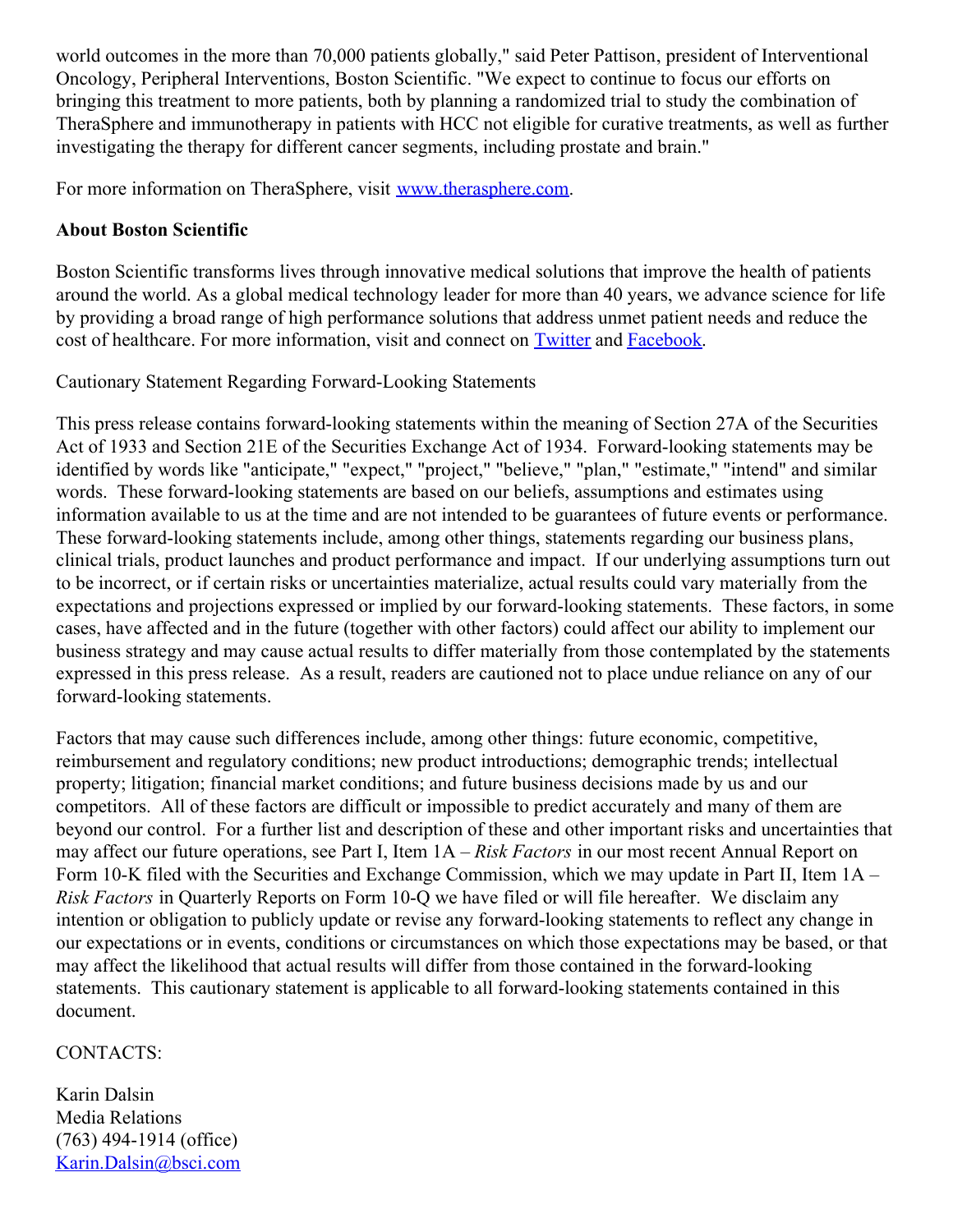world outcomes in the more than 70,000 patients globally," said Peter Pattison, president of Interventional Oncology, Peripheral Interventions, Boston Scientific. "We expect to continue to focus our efforts on bringing this treatment to more patients, both by planning a randomized trial to study the combination of TheraSphere and immunotherapy in patients with HCC not eligible for curative treatments, as well as further investigating the therapy for different cancer segments, including prostate and brain."

For more information on TheraSphere, visit [www.therasphere.com](www.therasphere.com).

**About Boston Scientific**

Boston Scientific transforms lives through innovative medical solutions that improve the health of patients around the world. As a global medical technology leader for more than 40 years, we advance science for life by providing a broad range of high performance solutions that address unmet patient needs and reduce the cost of healthcare. For more information, visit and connect on Twitter and Facebook.

Cautionary Statement Regarding Forward-Looking Statements

This press release contains forward-looking statements within the meaning of Section 27A of the Securities Act of 1933 and Section 21E of the Securities Exchange Act of 1934. Forward-looking statements may be identified by words like "anticipate," "expect," "project," "believe," "plan," "estimate," "intend" and similar words. These forward-looking statements are based on our beliefs, assumptions and estimates using information available to us at the time and are not intended to be guarantees of future events or performance. These forward-looking statements include, among other things, statements regarding our business plans, clinical trials, product launches and product performance and impact. If our underlying assumptions turn out to be incorrect, or if certain risks or uncertainties materialize, actual results could vary materially from the expectations and projections expressed or implied by our forward-looking statements. These factors, in some cases, have affected and in the future (together with other factors) could affect our ability to implement our business strategy and may cause actual results to differ materially from those contemplated by the statements expressed in this press release. As a result, readers are cautioned not to place undue reliance on any of our forward-looking statements.

Factors that may cause such differences include, among other things: future economic, competitive, reimbursement and regulatory conditions; new product introductions; demographic trends; intellectual property; litigation; financial market conditions; and future business decisions made by us and our competitors. All of these factors are difficult or impossible to predict accurately and many of them are beyond our control. For a further list and description of these and other important risks and uncertainties that may affect our future operations, see Part I, Item 1A – *Risk Factors* in our most recent Annual Report on Form 10-K filed with the Securities and Exchange Commission, which we may update in Part II, Item 1A – *Risk Factors* in Quarterly Reports on Form 10-Q we have filed or will file hereafter. We disclaim any intention or obligation to publicly update or revise any forward-looking statements to reflect any change in our expectations or in events, conditions or circumstances on which those expectations may be based, or that may affect the likelihood that actual results will differ from those contained in the forward-looking statements. This cautionary statement is applicable to all forward-looking statements contained in this document.

CONTACTS:

Karin Dalsin
Media Relations
(763) 494-1914 (office)
Karin.Dalsin@bsci.com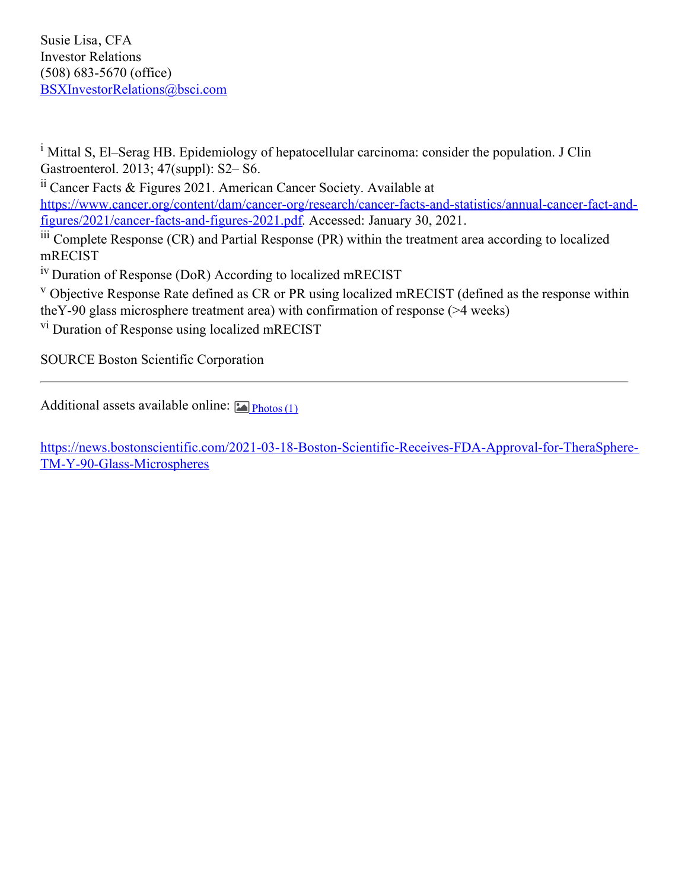Susie Lisa, CFA
Investor Relations
(508) 683-5670 (office)
BSXInvestorRelations@bsci.com

[i] Mittal S, El–Serag HB. Epidemiology of hepatocellular carcinoma: consider the population. J Clin Gastroenterol. 2013; 47(suppl): S2– S6.

[ii] Cancer Facts & Figures 2021. American Cancer Society. Available at https://www.cancer.org/content/dam/cancer-org/research/cancer-facts-and-statistics/annual-cancer-fact-and-figures/2021/cancer-facts-and-figures-2021.pdf. Accessed: January 30, 2021.

[iii] Complete Response (CR) and Partial Response (PR) within the treatment area according to localized mRECIST

[iv] Duration of Response (DoR) According to localized mRECIST

[v] Objective Response Rate defined as CR or PR using localized mRECIST (defined as the response within theY-90 glass microsphere treatment area) with confirmation of response (>4 weeks)

[vi] Duration of Response using localized mRECIST

SOURCE Boston Scientific Corporation

---

Additional assets available online: Photos (1)

https://news.bostonscientific.com/2021-03-18-Boston-Scientific-Receives-FDA-Approval-for-TheraSphere-TM-Y-90-Glass-Microspheres